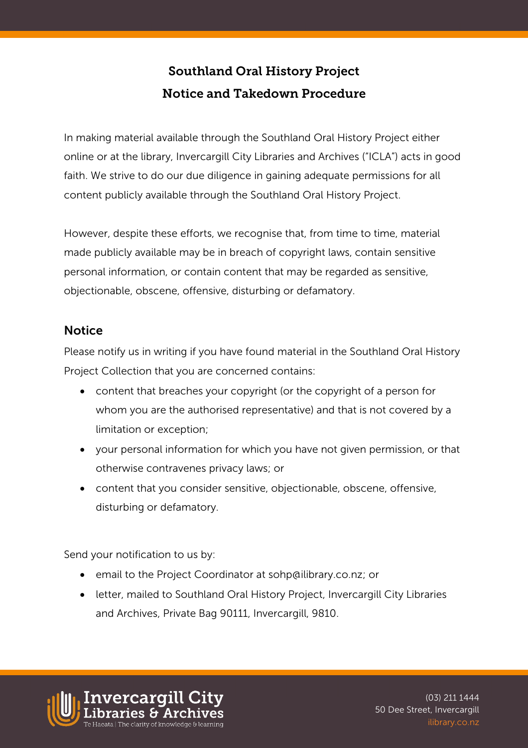# Southland Oral History Project
# Notice and Takedown Procedure

In making material available through the Southland Oral History Project either online or at the library, Invercargill City Libraries and Archives ("ICLA") acts in good faith. We strive to do our due diligence in gaining adequate permissions for all content publicly available through the Southland Oral History Project.

However, despite these efforts, we recognise that, from time to time, material made publicly available may be in breach of copyright laws, contain sensitive personal information, or contain content that may be regarded as sensitive, objectionable, obscene, offensive, disturbing or defamatory.

## Notice

Please notify us in writing if you have found material in the Southland Oral History Project Collection that you are concerned contains:

- content that breaches your copyright (or the copyright of a person for whom you are the authorised representative) and that is not covered by a limitation or exception;
- your personal information for which you have not given permission, or that otherwise contravenes privacy laws; or
- content that you consider sensitive, objectionable, obscene, offensive, disturbing or defamatory.

Send your notification to us by:

- email to the Project Coordinator at sohp@ilibrary.co.nz; or
- letter, mailed to Southland Oral History Project, Invercargill City Libraries and Archives, Private Bag 90111, Invercargill, 9810.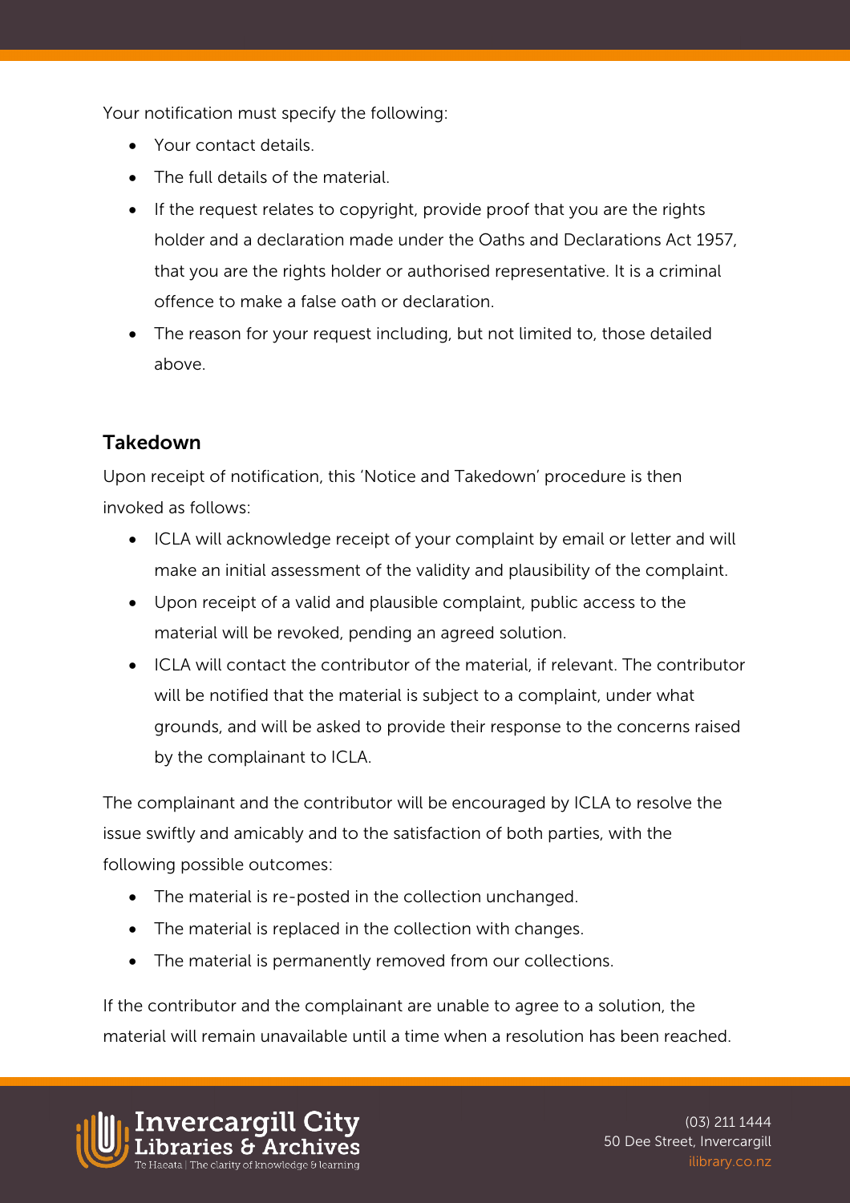Your notification must specify the following:

- Your contact details.
- The full details of the material.
- If the request relates to copyright, provide proof that you are the rights holder and a declaration made under the Oaths and Declarations Act 1957, that you are the rights holder or authorised representative. It is a criminal offence to make a false oath or declaration.
- The reason for your request including, but not limited to, those detailed above.

## Takedown

Upon receipt of notification, this 'Notice and Takedown' procedure is then invoked as follows:

- ICLA will acknowledge receipt of your complaint by email or letter and will make an initial assessment of the validity and plausibility of the complaint.
- Upon receipt of a valid and plausible complaint, public access to the material will be revoked, pending an agreed solution.
- ICLA will contact the contributor of the material, if relevant. The contributor will be notified that the material is subject to a complaint, under what grounds, and will be asked to provide their response to the concerns raised by the complainant to ICLA.

The complainant and the contributor will be encouraged by ICLA to resolve the issue swiftly and amicably and to the satisfaction of both parties, with the following possible outcomes:

- The material is re-posted in the collection unchanged.
- The material is replaced in the collection with changes.
- The material is permanently removed from our collections.

If the contributor and the complainant are unable to agree to a solution, the material will remain unavailable until a time when a resolution has been reached.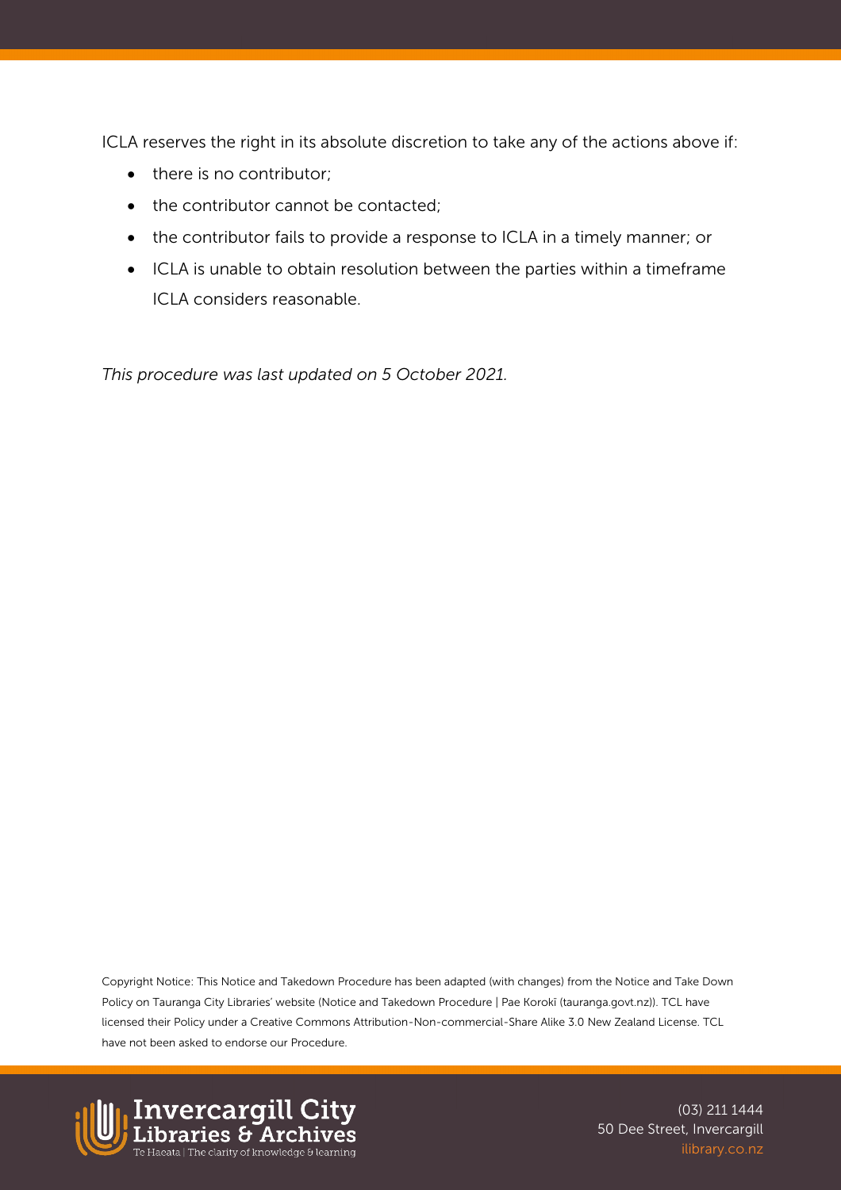ICLA reserves the right in its absolute discretion to take any of the actions above if:

- there is no contributor;
- the contributor cannot be contacted;
- the contributor fails to provide a response to ICLA in a timely manner; or
- ICLA is unable to obtain resolution between the parties within a timeframe ICLA considers reasonable.

*This procedure was last updated on 5 October 2021.*

Copyright Notice: This Notice and Takedown Procedure has been adapted (with changes) from the Notice and Take Down Policy on Tauranga City Libraries' website (Notice and Takedown Procedure | Pae Korokī (tauranga.govt.nz)). TCL have licensed their Policy under a Creative Commons Attribution-Non-commercial-Share Alike 3.0 New Zealand License. TCL have not been asked to endorse our Procedure.